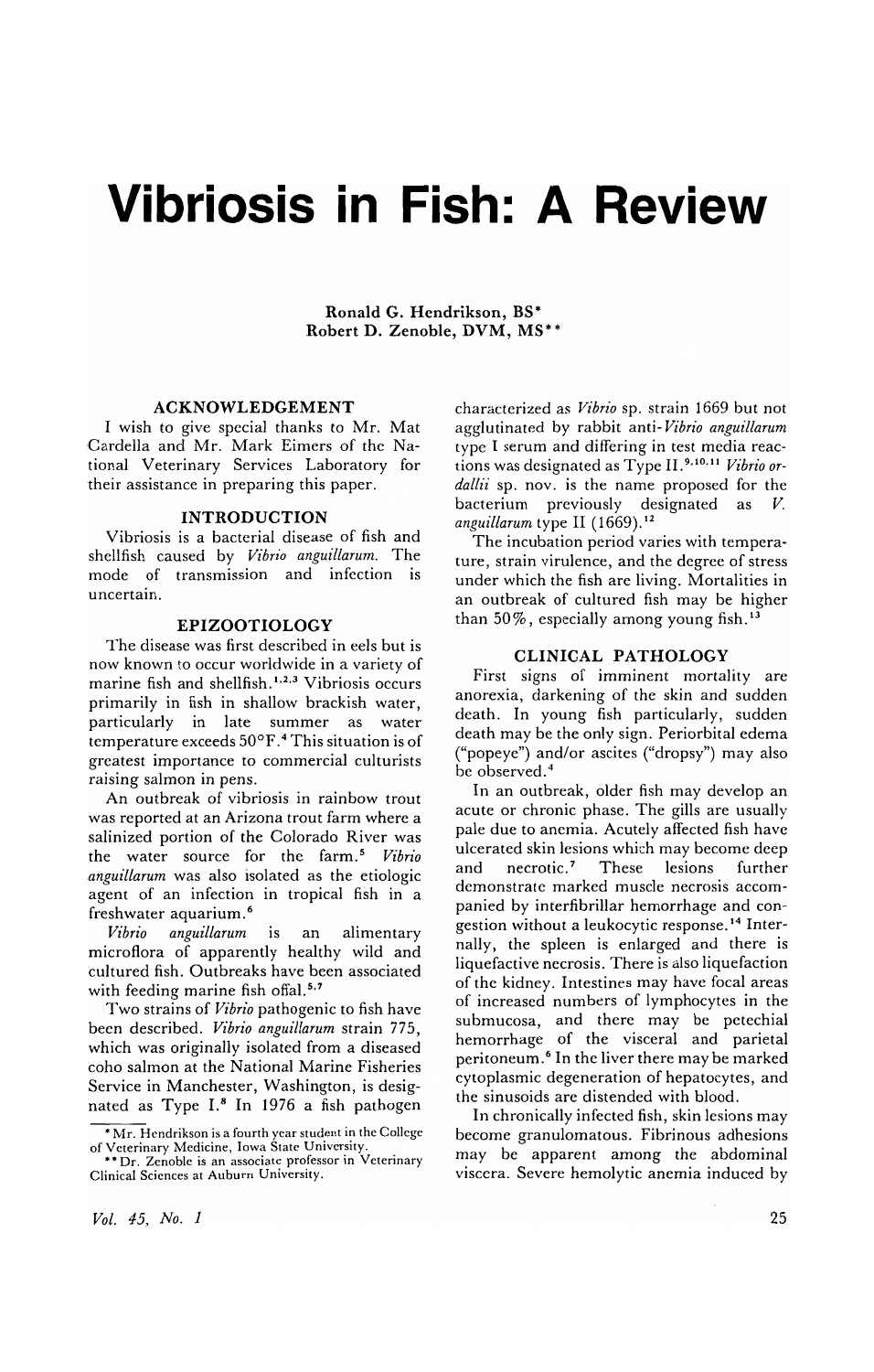# Vibriosis in Fish: A Review

Ronald G. Hendrikson, BS*
Robert D. Zenoble, DVM, MS**

## ACKNOWLEDGEMENT

I wish to give special thanks to Mr. Mat Cardella and Mr. Mark Eimers of the National Veterinary Services Laboratory for their assistance in preparing this paper.

## INTRODUCTION

Vibriosis is a bacterial disease of fish and shellfish caused by *Vibrio anguillarum*. The mode of transmission and infection is uncertain.

## EPIZOOTIOLOGY

The disease was first described in eels but is now known to occur worldwide in a variety of marine fish and shellfish.[1,2,3] Vibriosis occurs primarily in fish in shallow brackish water, particularly in late summer as water temperature exceeds 50°F.[4] This situation is of greatest importance to commercial culturists raising salmon in pens.

An outbreak of vibriosis in rainbow trout was reported at an Arizona trout farm where a salinized portion of the Colorado River was the water source for the farm.[5] *Vibrio anguillarum* was also isolated as the etiologic agent of an infection in tropical fish in a freshwater aquarium.[6]

*Vibrio anguillarum* is an alimentary microflora of apparently healthy wild and cultured fish. Outbreaks have been associated with feeding marine fish offal.[5,7]

Two strains of *Vibrio* pathogenic to fish have been described. *Vibrio anguillarum* strain 775, which was originally isolated from a diseased coho salmon at the National Marine Fisheries Service in Manchester, Washington, is designated as Type I.[8] In 1976 a fish pathogen characterized as *Vibrio* sp. strain 1669 but not agglutinated by rabbit anti-*Vibrio anguillarum* type I serum and differing in test media reactions was designated as Type II.[9,10,11] *Vibrio ordallii* sp. nov. is the name proposed for the bacterium previously designated as *V. anguillarum* type II (1669).[12]

The incubation period varies with temperature, strain virulence, and the degree of stress under which the fish are living. Mortalities in an outbreak of cultured fish may be higher than 50%, especially among young fish.[13]

## CLINICAL PATHOLOGY

First signs of imminent mortality are anorexia, darkening of the skin and sudden death. In young fish particularly, sudden death may be the only sign. Periorbital edema ("popeye") and/or ascites ("dropsy") may also be observed.[4]

In an outbreak, older fish may develop an acute or chronic phase. The gills are usually pale due to anemia. Acutely affected fish have ulcerated skin lesions which may become deep and necrotic.[7] These lesions further demonstrate marked muscle necrosis accompanied by interfibrillar hemorrhage and congestion without a leukocytic response.[14] Internally, the spleen is enlarged and there is liquefactive necrosis. There is also liquefaction of the kidney. Intestines may have focal areas of increased numbers of lymphocytes in the submucosa, and there may be petechial hemorrhage of the visceral and parietal peritoneum.[6] In the liver there may be marked cytoplasmic degeneration of hepatocytes, and the sinusoids are distended with blood.

In chronically infected fish, skin lesions may become granulomatous. Fibrinous adhesions may be apparent among the abdominal viscera. Severe hemolytic anemia induced by

---

* Mr. Hendrikson is a fourth year student in the College of Veterinary Medicine, Iowa State University.

** Dr. Zenoble is an associate professor in Veterinary Clinical Sciences at Auburn University.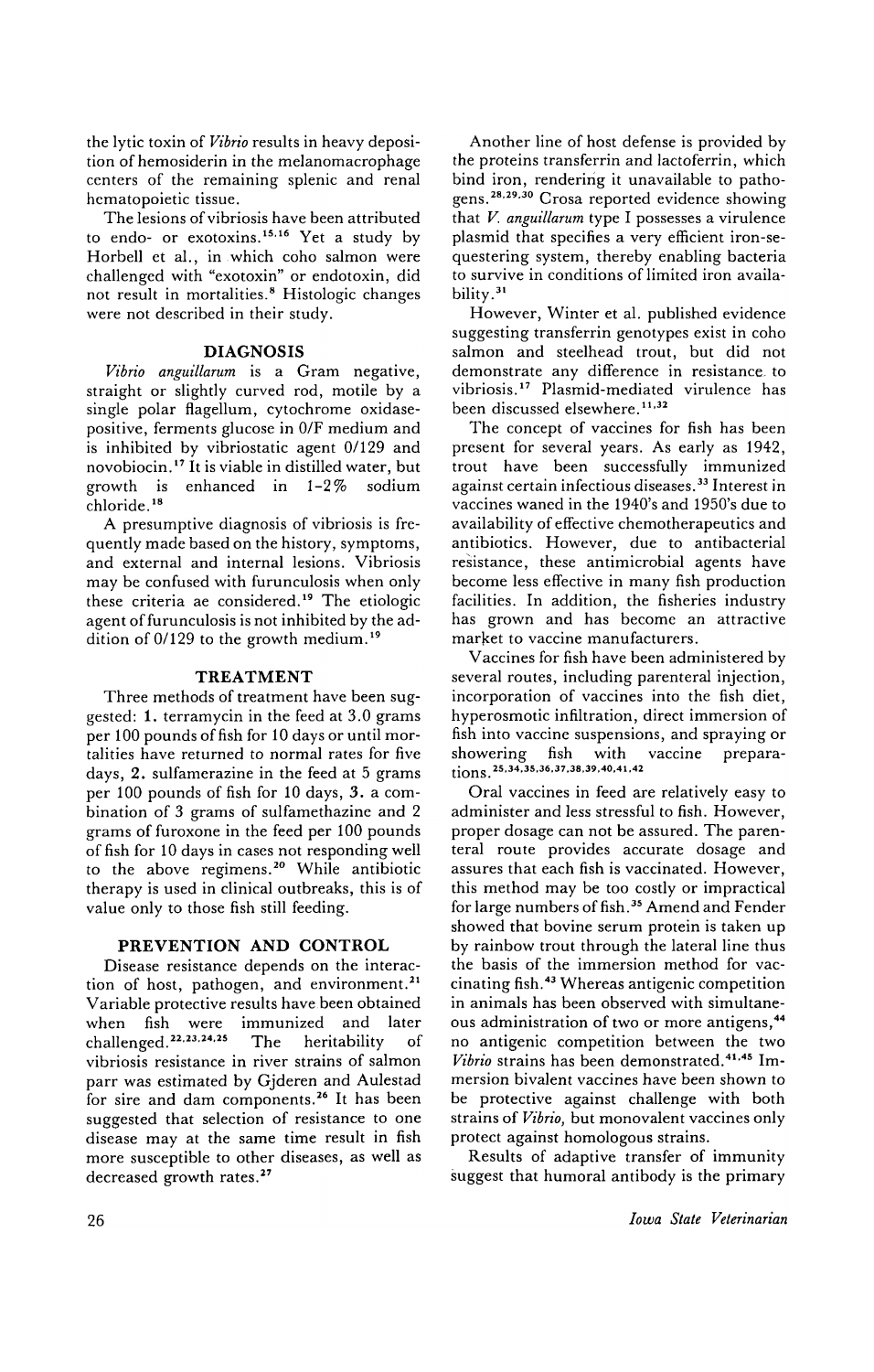the lytic toxin of *Vibrio* results in heavy deposition of hemosiderin in the melanomacrophage centers of the remaining splenic and renal hematopoietic tissue.

The lesions of vibriosis have been attributed to endo- or exotoxins.[15,16] Yet a study by Horbell et al., in which coho salmon were challenged with "exotoxin" or endotoxin, did not result in mortalities.[8] Histologic changes were not described in their study.

## DIAGNOSIS

*Vibrio anguillarum* is a Gram negative, straight or slightly curved rod, motile by a single polar flagellum, cytochrome oxidase-positive, ferments glucose in 0/F medium and is inhibited by vibriostatic agent 0/129 and novobiocin.[17] It is viable in distilled water, but growth is enhanced in 1-2% sodium chloride.[18]

A presumptive diagnosis of vibriosis is frequently made based on the history, symptoms, and external and internal lesions. Vibriosis may be confused with furunculosis when only these criteria ae considered.[19] The etiologic agent of furunculosis is not inhibited by the addition of 0/129 to the growth medium.[19]

## TREATMENT

Three methods of treatment have been suggested: **1.** terramycin in the feed at 3.0 grams per 100 pounds of fish for 10 days or until mortalities have returned to normal rates for five days, **2.** sulfamerazine in the feed at 5 grams per 100 pounds of fish for 10 days, **3.** a combination of 3 grams of sulfamethazine and 2 grams of furoxone in the feed per 100 pounds of fish for 10 days in cases not responding well to the above regimens.[20] While antibiotic therapy is used in clinical outbreaks, this is of value only to those fish still feeding.

## PREVENTION AND CONTROL

Disease resistance depends on the interaction of host, pathogen, and environment.[21] Variable protective results have been obtained when fish were immunized and later challenged.[22,23,24,25] The heritability of vibriosis resistance in river strains of salmon parr was estimated by Gjderen and Aulestad for sire and dam components.[26] It has been suggested that selection of resistance to one disease may at the same time result in fish more susceptible to other diseases, as well as decreased growth rates.[27]

Another line of host defense is provided by the proteins transferrin and lactoferrin, which bind iron, rendering it unavailable to pathogens.[28,29,30] Crosa reported evidence showing that *V. anguillarum* type I possesses a virulence plasmid that specifies a very efficient iron-sequestering system, thereby enabling bacteria to survive in conditions of limited iron availability.[31]

However, Winter et al. published evidence suggesting transferrin genotypes exist in coho salmon and steelhead trout, but did not demonstrate any difference in resistance to vibriosis.[17] Plasmid-mediated virulence has been discussed elsewhere.[11,32]

The concept of vaccines for fish has been present for several years. As early as 1942, trout have been successfully immunized against certain infectious diseases.[33] Interest in vaccines waned in the 1940's and 1950's due to availability of effective chemotherapeutics and antibiotics. However, due to antibacterial resistance, these antimicrobial agents have become less effective in many fish production facilities. In addition, the fisheries industry has grown and has become an attractive market to vaccine manufacturers.

Vaccines for fish have been administered by several routes, including parenteral injection, incorporation of vaccines into the fish diet, hyperosmotic infiltration, direct immersion of fish into vaccine suspensions, and spraying or showering fish with vaccine preparations.[25,34,35,36,37,38,39,40,41,42]

Oral vaccines in feed are relatively easy to administer and less stressful to fish. However, proper dosage can not be assured. The parenteral route provides accurate dosage and assures that each fish is vaccinated. However, this method may be too costly or impractical for large numbers of fish.[35] Amend and Fender showed that bovine serum protein is taken up by rainbow trout through the lateral line thus the basis of the immersion method for vaccinating fish.[43] Whereas antigenic competition in animals has been observed with simultaneous administration of two or more antigens,[44] no antigenic competition between the two *Vibrio* strains has been demonstrated.[41,45] Immersion bivalent vaccines have been shown to be protective against challenge with both strains of *Vibrio*, but monovalent vaccines only protect against homologous strains.

Results of adaptive transfer of immunity suggest that humoral antibody is the primary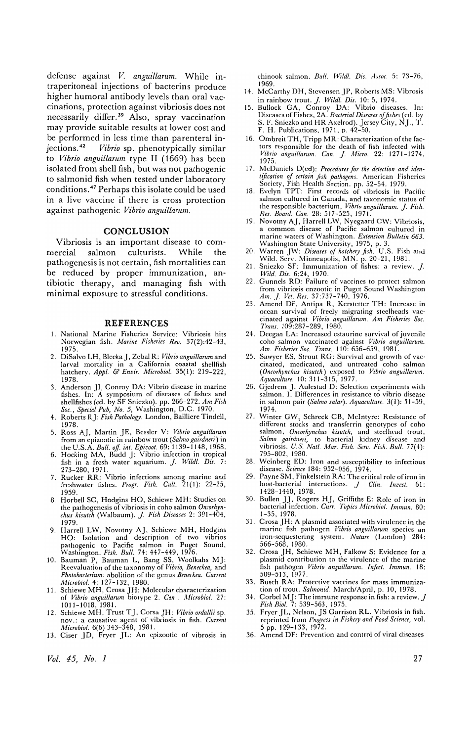defense against *V. anguillarum*. While intraperitoneal injections of bacterins produce higher humoral antibody levels than oral vaccinations, protection against vibriosis does not necessarily differ.[39] Also, spray vaccination may provide suitable results at lower cost and be performed in less time than parenteral injections.[42] *Vibrio* sp. phenotypically similar to *Vibrio anguillarum* type II (1669) has been isolated from shell fish, but was not pathogenic to salmonid fish when tested under laboratory conditions.[47] Perhaps this isolate could be used in a live vaccine if there is cross protection against pathogenic *Vibrio anguillarum*.

## CONCLUSION

Vibriosis is an important disease to commercial salmon culturists. While the pathogenesis is not certain, fish mortalities can be reduced by proper immunization, antibiotic therapy, and managing fish with minimal exposure to stressful conditions.

## REFERENCES

1. National Marine Fisheries Service: Vibriosis hits Norwegian fish. *Marine Fisheries Rev.* 37(2):42-43, 1975.
2. DiSalvo LH, Blecka J, Zebal R: *Vibrio anguillarum* and larval mortality in a California coastal shellfish hatchery. *Appl. & Envir. Microbiol.* 35(1): 219-222, 1978.
3. Anderson JI, Conroy DA: Vibrio disease in marine fishes. In: A symposium of diseases of fishes and shellfishes (ed. by SF Sniezko). pp. 266-272. *Am Fish Soc., Special Pub, No. 5*, Washington, D.C. 1970.
4. Roberts RJ: *Fish Pathology*. London, Bailliere Tindell, 1978.
5. Ross AJ, Martin JE, Bessler V: *Vibrio anguillarum* from an epizootic in rainbow trout (*Salmo gairdneri*) in the U.S.A. *Bull. off. int. Epizoot.* 69: 1139-1148, 1968.
6. Hocking MA, Budd J: Vibrio infection in tropical fish in a fresh water aquarium. *J. Wildl. Dis.* 7: 273-280, 1971.
7. Rucker RR: Vibrio infections among marine and freshwater fishes. *Progr. Fish. Cult.* 21(1): 22-25, 1959.
8. Horbell SC, Hodgins HO, Schiewe MH: Studies on the pathogenesis of vibriosis in coho salmon *Oncorhynchus kisutch* (Walbaum). *J. Fish Diseases* 2: 391-404, 1979.
9. Harrell LW, Novotny AJ, Schiewe MH, Hodgins HO: Isolation and description of two vibrios pathogenic to Pacific salmon in Puget Sound, Washington. *Fish. Bull.* 74: 447-449, 1976.
10. Bauman P, Bauman L, Bang SS, Woolkahs MJ: Reevaluation of the taxonomy of *Vibrio*, *Beneckea*, and *Photobacterium*: abolition of the genus *Beneckea*. *Current Microbiol.* 4: 127-132, 1980.
11. Schiewe MH, Crosa JH: Molecular characterization of *Vibrio anguillarum* biotype 2. *Can. J. Microbiol.* 27: 1011-1018, 1981.
12. Schiewe MH, Trust TJ, Corsa JH: *Vibrio ordallii* sp. nov.: a causative agent of vibriosis in fish. *Current Microbiol.* 6(6) 343-348, 1981.
13. Ciser JD, Fryer JL: An epizootic of vibrosis in chinook salmon. *Bull. Wildl. Dis. Assoc.* 5: 73-76, 1969.
14. McCarthy DH, Stevensen JP, Roberts MS: Vibrosis in rainbow trout. *J. Wildl. Dis.* 10: 5, 1974.
15. Bullock GA, Conroy DA: Vibrio diseases. In: Diseases of Fishes, 2A. *Bacterial Diseases of fishes* (ed. by S. F. Sniezko and HR Axelrod). Jersey City, NJ., T. F. H. Publications, 1971, p. 42-50.
16. Ombreit TH, Tripp MR: Characterization of the factors responsible for the death of fish infected with *Vibrio anguillarum*. *Can. J. Micro.* 22: 1271-1274, 1975.
17. McDaniels D(ed): *Procedures for the detection and identification of certain fish pathogens*. American Fisheries Society, Fish Health Section. pp. 52-54. 1979.
18. Evelyn TPT: First records of vibriosis in Pacific salmon cultured in Canada, and taxonomic status of the responsible bacterium, *Vibrio anguillarum*. *J. Fish. Res. Board. Can.* 28: 517-525, 1971.
19. Novotny AJ, Harrell LW, Nyegaard CW: Vibriosis, a common disease of Pacific salmon cultured in marine waters of Washington. *Extension Bulletin 663*. Washington State University, 1975, p. 3.
20. Warren JW: *Diseases of hatchery fish*. U.S. Fish and Wild. Serv. Minneapolis, MN. p. 20-21, 1981.
21. Sniezko SF: Immunization of fishes: a review. *J. Wild. Dis.* 6:24, 1970.
22. Gunnels RD: Failure of vaccines to protect salmon from vibriosis enzootic in Puget Sound Washington *Am. J. Vet. Res.* 37:737-740, 1976.
23. Amend DF, Antipa R, Kerstetter TH: Increase in ocean survival of freely migrating steelheads vaccinated against *Vibrio anguillarum*. *Am Fisheries Soc. Trans.* 109:287-289, 1980.
24. Deegan LA: Increased estaurine survival of juvenile coho salmon vaccinated against *Vibrio anguillarum*. *Am. Fisheries Soc. Trans.* 110: 656-659, 1981.
25. Sawyer ES, Strout RG: Survival and growth of vaccinated, medicated, and untreated coho salmon (*Oncorhynchus kisutch*) exposed to *Vibrio anguillarum*. *Aquaculture*. 10: 311-315, 1977.
26. Gjedrem J, Aulestad D: Selection experiments with salmon. I. Differences in resistance to vibrio disease in salmon pair (*Salmo salar*). *Aquaculture*. 3(1): 51-59, 1974.
27. Winter GW, Schreck CB, McIntyre: Resistance of different stocks and transferrin genotypes of coho salmon, *Oncorhynchus kisutch*, and steelhead trout, *Salmo gairdneri*, to bacterial kidney disease and vibriosis. *U.S. Natl. Mar. Fish. Serv. Fish. Bull.* 77(4): 795-802, 1980.
28. Weinberg ED: Iron and susceptibility to infectious disease. *Science* 184: 952-956, 1974.
29. Payne SM, Finkelstein RA: The critical role of iron in host-bacterial interactions. *J. Clin. Invest.* 61: 1428-1440, 1978.
30. Bullen JJ, Rogers HJ, Griffiths E: Role of iron in bacterial infection. *Curr. Topics Microbiol. Immun.* 80: 1-35, 1978.
31. Crosa JH: A plasmid associated with virulence in the marine fish pathogen *Vibrio anguillarum* species an iron-sequestering system. *Nature* (London) 284: 566-568, 1980.
32. Crosa JH, Schiewe MH, Falkow S: Evidence for a plasmid contribution to the virulence of the marine fish pathogen *Vibrio anguillarum*. *Infect. Immun.* 18: 509-513, 1977.
33. Busch RA: Protective vaccines for mass immunization of trout. *Salmonid.* March/April, p. 10, 1978.
34. Corbel MJ: The immune response in fish: a review. *J Fish Biol.* 7: 539-563, 1975.
35. Fryer JL, Nelson, JS Garrison RL. Vibriosis in fish. reprinted from *Progress in Fishery and Food Science*, vol. 5 pp. 129-133, 1972.
36. Amend DF: Prevention and control of viral diseases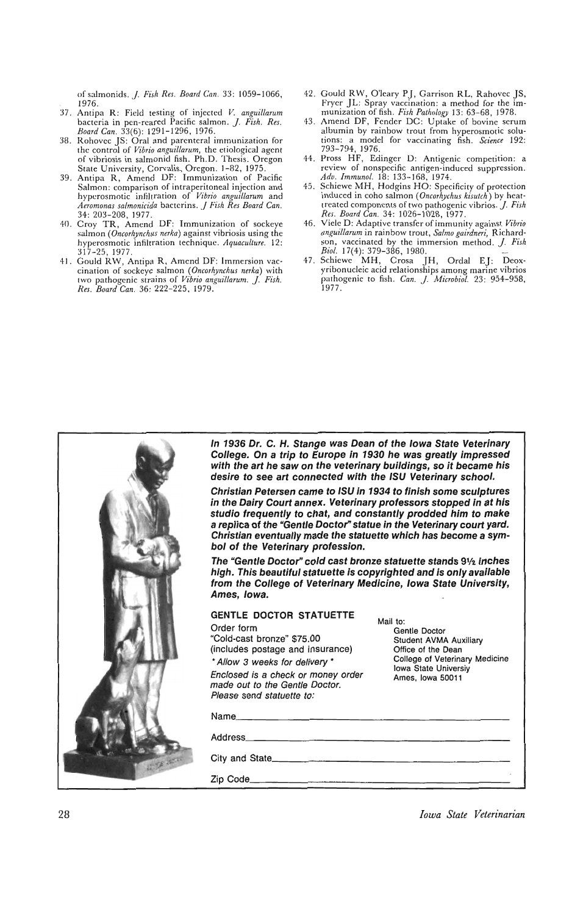of salmonids. *J. Fish Res. Board Can.* 33: 1059-1066, 1976.

37. Antipa R: Field testing of injected *V. anguillarum* bacteria in pen-reared Pacific salmon. *J. Fish. Res. Board Can.* 33(6): 1291-1296, 1976.
38. Rohovec JS: Oral and parenteral immunization for the control of *Vibrio anguillarum*, the etiological agent of vibriosis in salmonid fish. Ph.D. Thesis. Oregon State University, Corvalis, Oregon. 1-82, 1975.
39. Antipa R, Amend DF: Immunization of Pacific Salmon: comparison of intraperitoneal injection and hyperosmotic infiltration of *Vibrio anguillarum* and *Aeromonas salmonicida* bacterins. *J Fish Res Board Can.* 34: 203-208, 1977.
40. Croy TR, Amend DF: Immunization of sockeye salmon (*Oncorhynchus nerka*) against vibriosis using the hyperosmotic infiltration technique. *Aquaculture.* 12: 317-25, 1977.
41. Gould RW, Antipa R, Amend DF: Immersion vaccination of sockeye salmon (*Oncorhynchus nerka*) with two pathogenic strains of *Vibrio anguillarum*. *J. Fish. Res. Board Can.* 36: 222-225, 1979.
42. Gould RW, O'leary PJ, Garrison RL, Rahovec JS, Fryer JL: Spray vaccination: a method for the immunization of fish. *Fish Pathology* 13: 63-68, 1978.
43. Amend DF, Fender DC: Uptake of bovine serum albumin by rainbow trout from hyperosmotic solutions: a model for vaccinating fish. *Science* 192: 793-794, 1976.
44. Pross HF, Edinger D: Antigenic competition: a review of nonspecific antigen-induced suppression. *Adv. Immunol.* 18: 133-168, 1974.
45. Schiewe MH, Hodgins HO: Specificity of protection induced in coho salmon (*Oncorhychus kisutch*) by heat-treated components of two pathogenic vibrios. *J. Fish Res. Board Can.* 34: 1026-1028, 1977.
46. Viele D: Adaptive transfer of immunity against *Vibrio anguillarum* in rainbow trout, *Salmo gairdneri*, Richardson, vaccinated by the immersion method. *J. Fish Biol.* 17(4): 379-386, 1980.
47. Schiewe MH, Crosa JH, Ordal EJ: Deoxyribonucleic acid relationships among marine vibrios pathogenic to fish. *Can. J. Microbiol.* 23: 954-958, 1977.

***In 1936 Dr. C. H. Stange was Dean of the Iowa State Veterinary College. On a trip to Europe in 1930 he was greatly impressed with the art he saw on the veterinary buildings, so it became his desire to see art connected with the ISU Veterinary school.***

***Christian Petersen came to ISU in 1934 to finish some sculptures in the Dairy Court annex. Veterinary professors stopped in at his studio frequently to chat, and constantly prodded him to make a replica of the "Gentle Doctor" statue in the Veterinary court yard. Christian eventually made the statuette which has become a symbol of the Veterinary profession.***

***The "Gentle Doctor" cold cast bronze statuette stands 9½ inches high. This beautiful statuette is copyrighted and is only available from the College of Veterinary Medicine, Iowa State University, Ames, Iowa.***

**GENTLE DOCTOR STATUETTE**

Order form
"Cold-cast bronze" $75.00
(includes postage and insurance)
*\* Allow 3 weeks for delivery \**
*Enclosed is a check or money order made out to the Gentle Doctor.*
*Please send statuette to:*

Mail to:
Gentle Doctor
Student AVMA Auxiliary
Office of the Dean
College of Veterinary Medicine
Iowa State Universiy
Ames, Iowa 50011

Name\_\_\_\_\_\_\_\_\_\_\_\_\_\_\_\_\_\_\_\_\_\_\_\_\_\_\_\_\_\_\_\_

Address\_\_\_\_\_\_\_\_\_\_\_\_\_\_\_\_\_\_\_\_\_\_\_\_\_\_\_\_\_\_

City and State\_\_\_\_\_\_\_\_\_\_\_\_\_\_\_\_\_\_\_\_\_\_\_\_\_

Zip Code\_\_\_\_\_\_\_\_\_\_\_\_\_\_\_\_\_\_\_\_\_\_\_\_\_\_\_\_\_